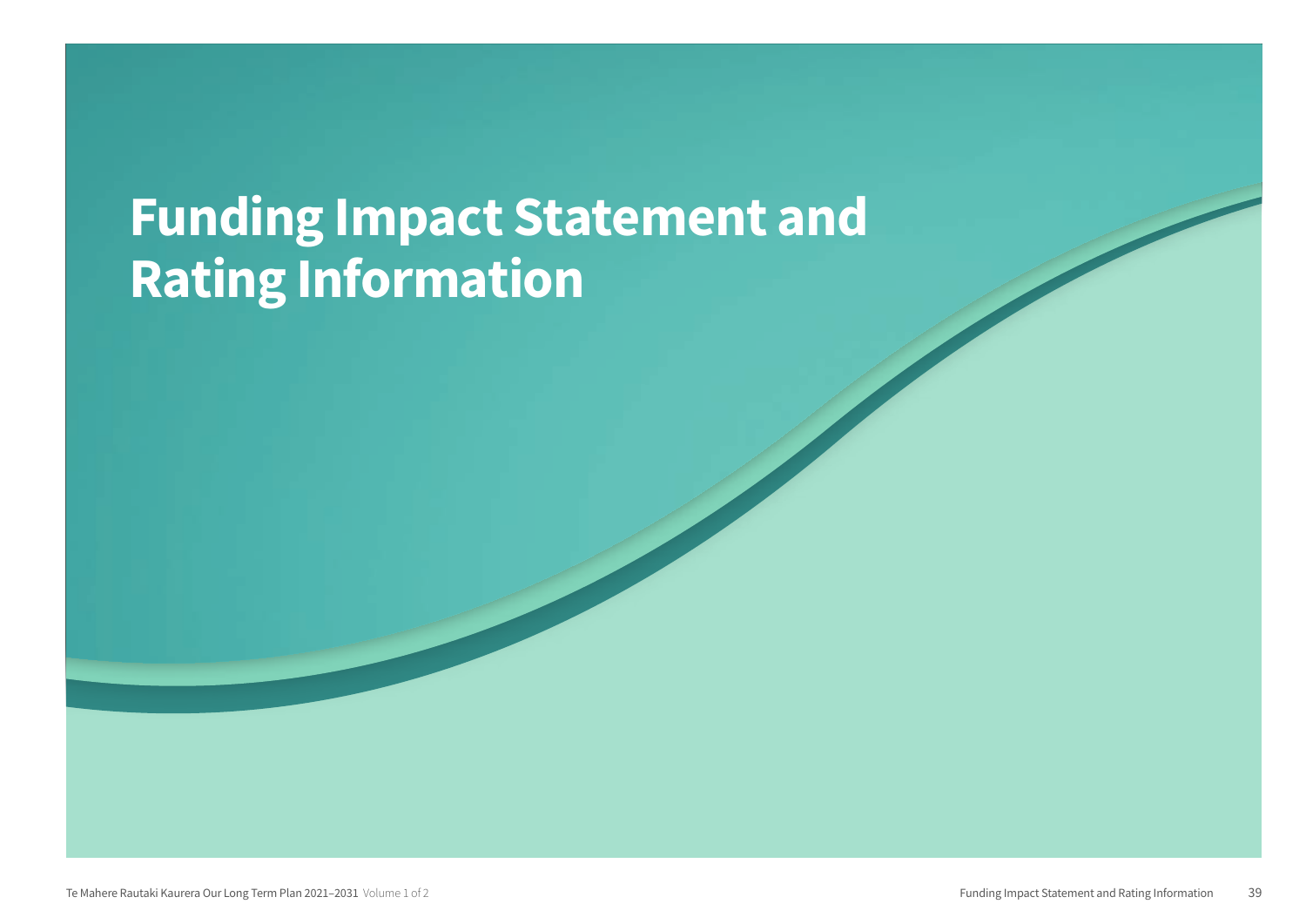# Funding Impact Statement and Rating Information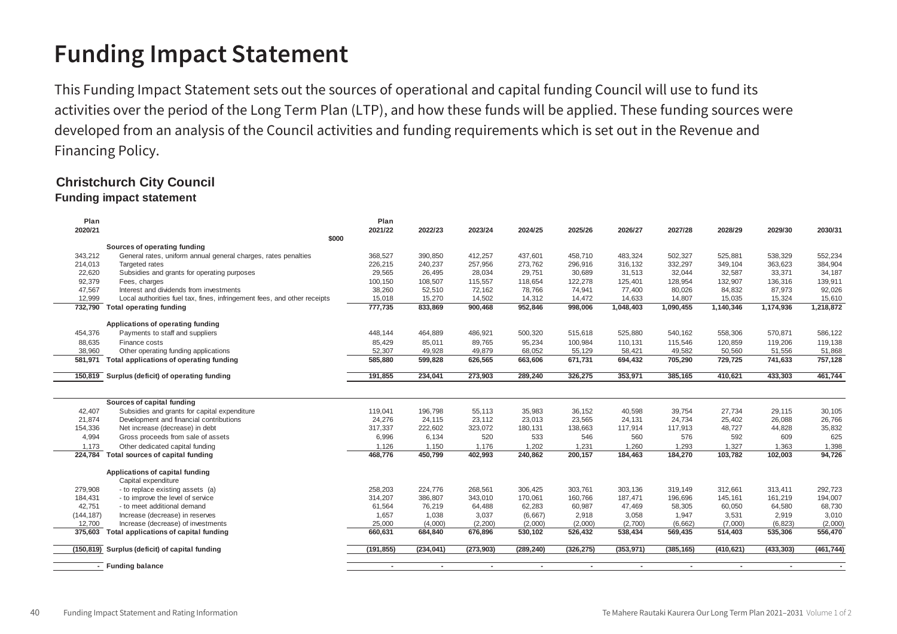# Funding Impact Statement

This Funding Impact Statement sets out the sources of operational and capital funding Council will use to fund its activities over the period of the Long Term Plan (LTP), and how these funds will be applied. These funding sources were developed from an analysis of the Council activities and funding requirements which is set out in the Revenue and Financing Policy.

**Christchurch City Council**

**Funding impact statement**

| Plan 2020/21 | $000 | Plan 2021/22 | 2022/23 | 2023/24 | 2024/25 | 2025/26 | 2026/27 | 2027/28 | 2028/29 | 2029/30 | 2030/31 |
|---|---|---|---|---|---|---|---|---|---|---|---|
| | **Sources of operating funding** | | | | | | | | | | |
| 343,212 | General rates, uniform annual general charges, rates penalties | 368,527 | 390,850 | 412,257 | 437,601 | 458,710 | 483,324 | 502,327 | 525,881 | 538,329 | 552,234 |
| 214,013 | Targeted rates | 226,215 | 240,237 | 257,956 | 273,762 | 296,916 | 316,132 | 332,297 | 349,104 | 363,623 | 384,904 |
| 22,620 | Subsidies and grants for operating purposes | 29,565 | 26,495 | 28,034 | 29,751 | 30,689 | 31,513 | 32,044 | 32,587 | 33,371 | 34,187 |
| 92,379 | Fees, charges | 100,150 | 108,507 | 115,557 | 118,654 | 122,278 | 125,401 | 128,954 | 132,907 | 136,316 | 139,911 |
| 47,567 | Interest and dividends from investments | 38,260 | 52,510 | 72,162 | 78,766 | 74,941 | 77,400 | 80,026 | 84,832 | 87,973 | 92,026 |
| 12,999 | Local authorities fuel tax, fines, infringement fees, and other receipts | 15,018 | 15,270 | 14,502 | 14,312 | 14,472 | 14,633 | 14,807 | 15,035 | 15,324 | 15,610 |
| **732,790** | **Total operating funding** | **777,735** | **833,869** | **900,468** | **952,846** | **998,006** | **1,048,403** | **1,090,455** | **1,140,346** | **1,174,936** | **1,218,872** |
| | **Applications of operating funding** | | | | | | | | | | |
| 454,376 | Payments to staff and suppliers | 448,144 | 464,889 | 486,921 | 500,320 | 515,618 | 525,880 | 540,162 | 558,306 | 570,871 | 586,122 |
| 88,635 | Finance costs | 85,429 | 85,011 | 89,765 | 95,234 | 100,984 | 110,131 | 115,546 | 120,859 | 119,206 | 119,138 |
| 38,960 | Other operating funding applications | 52,307 | 49,928 | 49,879 | 68,052 | 55,129 | 58,421 | 49,582 | 50,560 | 51,556 | 51,868 |
| **581,971** | **Total applications of operating funding** | **585,880** | **599,828** | **626,565** | **663,606** | **671,731** | **694,432** | **705,290** | **729,725** | **741,633** | **757,128** |
| **150,819** | **Surplus (deficit) of operating funding** | **191,855** | **234,041** | **273,903** | **289,240** | **326,275** | **353,971** | **385,165** | **410,621** | **433,303** | **461,744** |
| | **Sources of capital funding** | | | | | | | | | | |
| 42,407 | Subsidies and grants for capital expenditure | 119,041 | 196,798 | 55,113 | 35,983 | 36,152 | 40,598 | 39,754 | 27,734 | 29,115 | 30,105 |
| 21,874 | Development and financial contributions | 24,276 | 24,115 | 23,112 | 23,013 | 23,565 | 24,131 | 24,734 | 25,402 | 26,088 | 26,766 |
| 154,336 | Net increase (decrease) in debt | 317,337 | 222,602 | 323,072 | 180,131 | 138,663 | 117,914 | 117,913 | 48,727 | 44,828 | 35,832 |
| 4,994 | Gross proceeds from sale of assets | 6,996 | 6,134 | 520 | 533 | 546 | 560 | 576 | 592 | 609 | 625 |
| 1,173 | Other dedicated capital funding | 1,126 | 1,150 | 1,176 | 1,202 | 1,231 | 1,260 | 1,293 | 1,327 | 1,363 | 1,398 |
| **224,784** | **Total sources of capital funding** | **468,776** | **450,799** | **402,993** | **240,862** | **200,157** | **184,463** | **184,270** | **103,782** | **102,003** | **94,726** |
| | **Applications of capital funding** | | | | | | | | | | |
| | Capital expenditure | | | | | | | | | | |
| 279,908 | - to replace existing assets (a) | 258,203 | 224,776 | 268,561 | 306,425 | 303,761 | 303,136 | 319,149 | 312,661 | 313,411 | 292,723 |
| 184,431 | - to improve the level of service | 314,207 | 386,807 | 343,010 | 170,061 | 160,766 | 187,471 | 196,696 | 145,161 | 161,219 | 194,007 |
| 42,751 | - to meet additional demand | 61,564 | 76,219 | 64,488 | 62,283 | 60,987 | 47,469 | 58,305 | 60,050 | 64,580 | 68,730 |
| (144,187) | Increase (decrease) in reserves | 1,657 | 1,038 | 3,037 | (6,667) | 2,918 | 3,058 | 1,947 | 3,531 | 2,919 | 3,010 |
| 12,700 | Increase (decrease) of investments | 25,000 | (4,000) | (2,200) | (2,000) | (2,000) | (2,700) | (6,662) | (7,000) | (6,823) | (2,000) |
| **375,603** | **Total applications of capital funding** | **660,631** | **684,840** | **676,896** | **530,102** | **526,432** | **538,434** | **569,435** | **514,403** | **535,306** | **556,470** |
| **(150,819)** | **Surplus (deficit) of capital funding** | **(191,855)** | **(234,041)** | **(273,903)** | **(289,240)** | **(326,275)** | **(353,971)** | **(385,165)** | **(410,621)** | **(433,303)** | **(461,744)** |
| **-** | **Funding balance** | **-** | **-** | **-** | **-** | **-** | **-** | **-** | **-** | **-** | **-** |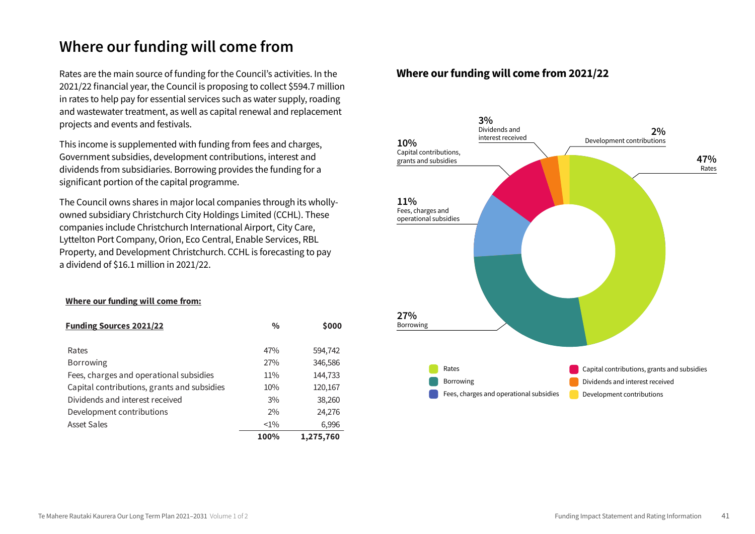# Where our funding will come from

Rates are the main source of funding for the Council's activities. In the 2021/22 financial year, the Council is proposing to collect $594.7 million in rates to help pay for essential services such as water supply, roading and wastewater treatment, as well as capital renewal and replacement projects and events and festivals.

This income is supplemented with funding from fees and charges, Government subsidies, development contributions, interest and dividends from subsidiaries. Borrowing provides the funding for a significant portion of the capital programme.

The Council owns shares in major local companies through its wholly-owned subsidiary Christchurch City Holdings Limited (CCHL). These companies include Christchurch International Airport, City Care, Lyttelton Port Company, Orion, Eco Central, Enable Services, RBL Property, and Development Christchurch. CCHL is forecasting to pay a dividend of $16.1 million in 2021/22.

**Where our funding will come from:**

| Funding Sources 2021/22 | % | $000 |
|---|---|---|
| Rates | 47% | 594,742 |
| Borrowing | 27% | 346,586 |
| Fees, charges and operational subsidies | 11% | 144,733 |
| Capital contributions, grants and subsidies | 10% | 120,167 |
| Dividends and interest received | 3% | 38,260 |
| Development contributions | 2% | 24,276 |
| Asset Sales | <1% | 6,996 |
| | **100%** | **1,275,760** |

## Where our funding will come from 2021/22

- 47% Rates
- 27% Borrowing
- 11% Fees, charges and operational subsidies
- 10% Capital contributions, grants and subsidies
- 3% Dividends and interest received
- 2% Development contributions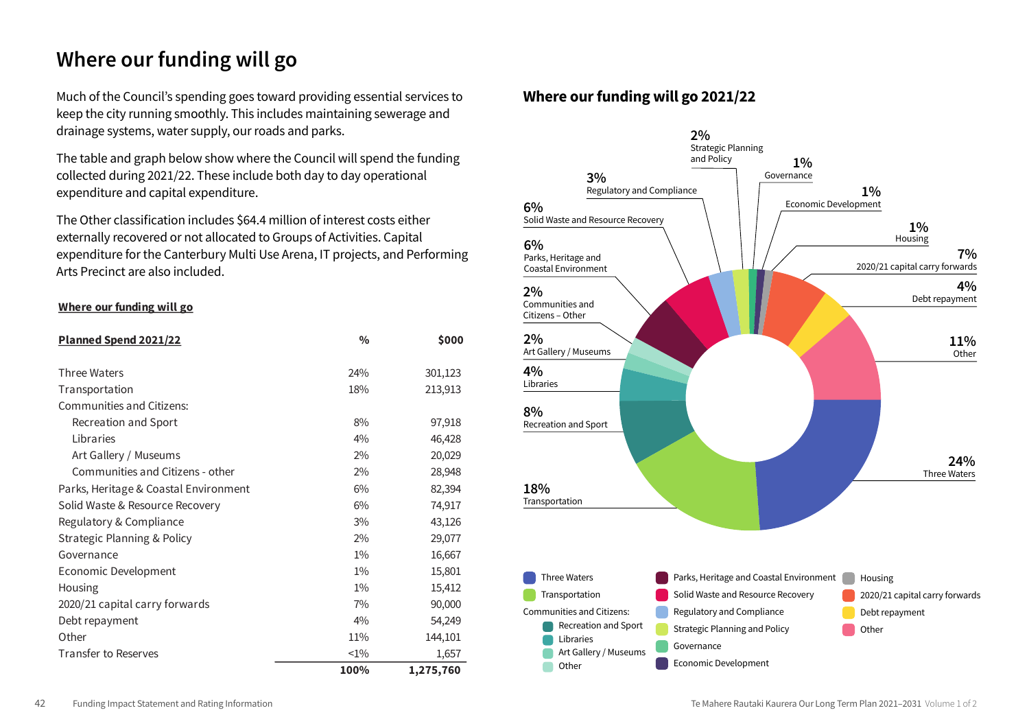# Where our funding will go

Much of the Council's spending goes toward providing essential services to keep the city running smoothly. This includes maintaining sewerage and drainage systems, water supply, our roads and parks.

The table and graph below show where the Council will spend the funding collected during 2021/22. These include both day to day operational expenditure and capital expenditure.

The Other classification includes $64.4 million of interest costs either externally recovered or not allocated to Groups of Activities. Capital expenditure for the Canterbury Multi Use Arena, IT projects, and Performing Arts Precinct are also included.

**Where our funding will go**

| Planned Spend 2021/22 | % | $000 |
|---|---|---|
| Three Waters | 24% | 301,123 |
| Transportation | 18% | 213,913 |
| Communities and Citizens: | | |
| Recreation and Sport | 8% | 97,918 |
| Libraries | 4% | 46,428 |
| Art Gallery / Museums | 2% | 20,029 |
| Communities and Citizens - other | 2% | 28,948 |
| Parks, Heritage & Coastal Environment | 6% | 82,394 |
| Solid Waste & Resource Recovery | 6% | 74,917 |
| Regulatory & Compliance | 3% | 43,126 |
| Strategic Planning & Policy | 2% | 29,077 |
| Governance | 1% | 16,667 |
| Economic Development | 1% | 15,801 |
| Housing | 1% | 15,412 |
| 2020/21 capital carry forwards | 7% | 90,000 |
| Debt repayment | 4% | 54,249 |
| Other | 11% | 144,101 |
| Transfer to Reserves | <1% | 1,657 |
| | **100%** | **1,275,760** |

## Where our funding will go 2021/22

| Category | % |
|---|---|
| Three Waters | 24% |
| Transportation | 18% |
| Recreation and Sport | 8% |
| Libraries | 4% |
| Art Gallery / Museums | 2% |
| Communities and Citizens – Other | 2% |
| Parks, Heritage and Coastal Environment | 6% |
| Solid Waste and Resource Recovery | 6% |
| Regulatory and Compliance | 3% |
| Strategic Planning and Policy | 2% |
| Governance | 1% |
| Economic Development | 1% |
| Housing | 1% |
| 2020/21 capital carry forwards | 7% |
| Debt repayment | 4% |
| Other | 11% |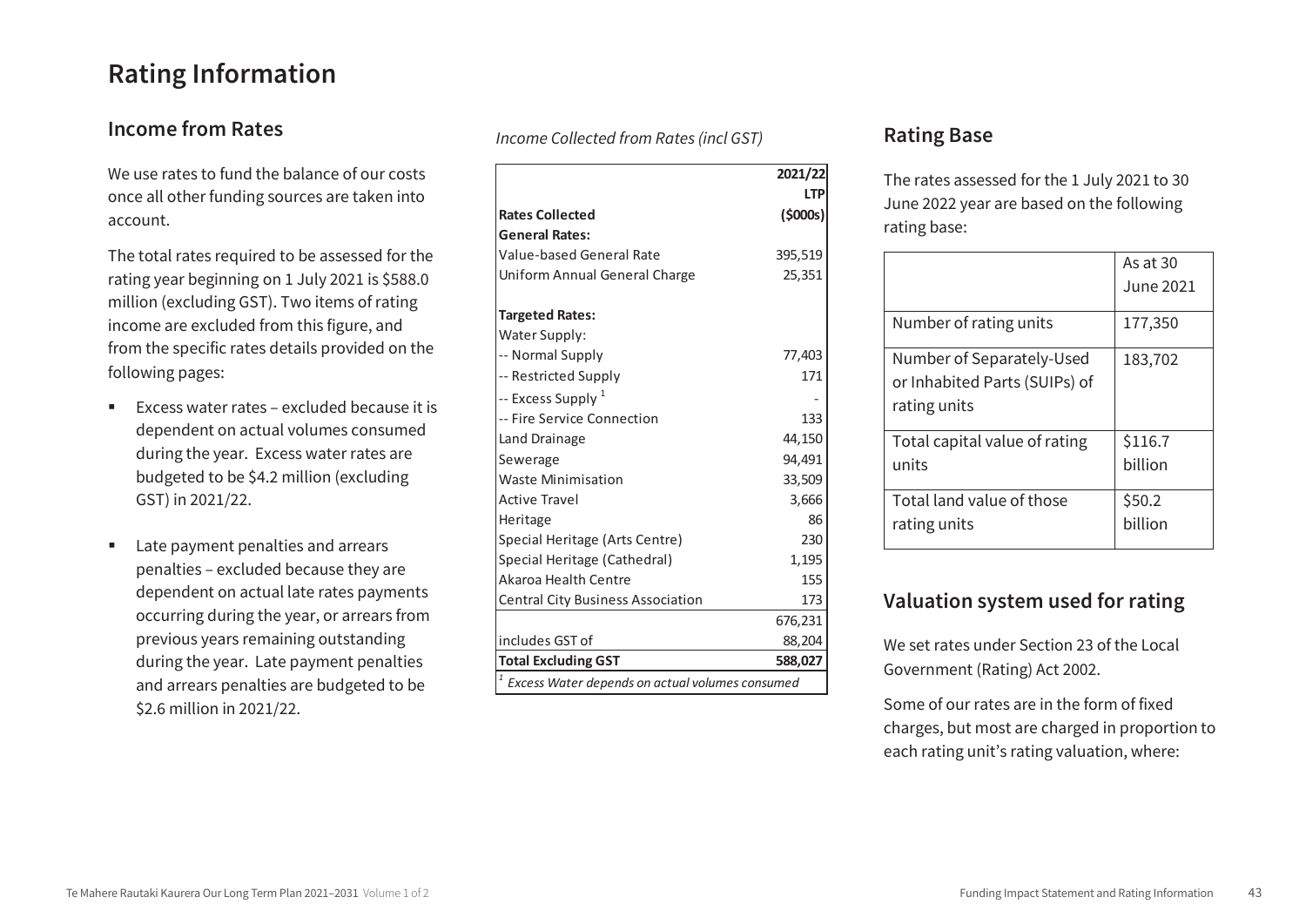# Rating Information

## Income from Rates

We use rates to fund the balance of our costs once all other funding sources are taken into account.

The total rates required to be assessed for the rating year beginning on 1 July 2021 is $588.0 million (excluding GST). Two items of rating income are excluded from this figure, and from the specific rates details provided on the following pages:

- Excess water rates – excluded because it is dependent on actual volumes consumed during the year. Excess water rates are budgeted to be $4.2 million (excluding GST) in 2021/22.
- Late payment penalties and arrears penalties – excluded because they are dependent on actual late rates payments occurring during the year, or arrears from previous years remaining outstanding during the year. Late payment penalties and arrears penalties are budgeted to be $2.6 million in 2021/22.

*Income Collected from Rates (incl GST)*

| Rates Collected | 2021/22 LTP ($000s) |
|---|---|
| **General Rates:** | |
| Value-based General Rate | 395,519 |
| Uniform Annual General Charge | 25,351 |
| | |
| **Targeted Rates:** | |
| Water Supply: | |
| -- Normal Supply | 77,403 |
| -- Restricted Supply | 171 |
| -- Excess Supply [1] | - |
| -- Fire Service Connection | 133 |
| Land Drainage | 44,150 |
| Sewerage | 94,491 |
| Waste Minimisation | 33,509 |
| Active Travel | 3,666 |
| Heritage | 86 |
| Special Heritage (Arts Centre) | 230 |
| Special Heritage (Cathedral) | 1,195 |
| Akaroa Health Centre | 155 |
| Central City Business Association | 173 |
| | 676,231 |
| includes GST of | 88,204 |
| **Total Excluding GST** | **588,027** |

[1] *Excess Water depends on actual volumes consumed*

## Rating Base

The rates assessed for the 1 July 2021 to 30 June 2022 year are based on the following rating base:

| | As at 30 June 2021 |
|---|---|
| Number of rating units | 177,350 |
| Number of Separately-Used or Inhabited Parts (SUIPs) of rating units | 183,702 |
| Total capital value of rating units | $116.7 billion |
| Total land value of those rating units | $50.2 billion |

## Valuation system used for rating

We set rates under Section 23 of the Local Government (Rating) Act 2002.

Some of our rates are in the form of fixed charges, but most are charged in proportion to each rating unit's rating valuation, where: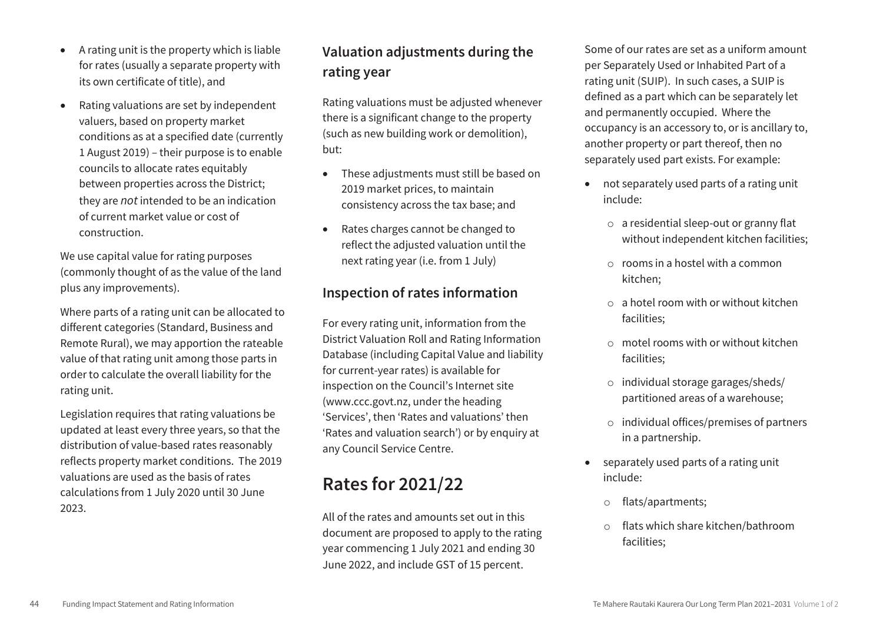- A rating unit is the property which is liable for rates (usually a separate property with its own certificate of title), and
- Rating valuations are set by independent valuers, based on property market conditions as at a specified date (currently 1 August 2019) – their purpose is to enable councils to allocate rates equitably between properties across the District; they are *not* intended to be an indication of current market value or cost of construction.

We use capital value for rating purposes (commonly thought of as the value of the land plus any improvements).

Where parts of a rating unit can be allocated to different categories (Standard, Business and Remote Rural), we may apportion the rateable value of that rating unit among those parts in order to calculate the overall liability for the rating unit.

Legislation requires that rating valuations be updated at least every three years, so that the distribution of value-based rates reasonably reflects property market conditions. The 2019 valuations are used as the basis of rates calculations from 1 July 2020 until 30 June 2023.

### Valuation adjustments during the rating year

Rating valuations must be adjusted whenever there is a significant change to the property (such as new building work or demolition), but:

- These adjustments must still be based on 2019 market prices, to maintain consistency across the tax base; and
- Rates charges cannot be changed to reflect the adjusted valuation until the next rating year (i.e. from 1 July)

### Inspection of rates information

For every rating unit, information from the District Valuation Roll and Rating Information Database (including Capital Value and liability for current-year rates) is available for inspection on the Council's Internet site (www.ccc.govt.nz, under the heading 'Services', then 'Rates and valuations' then 'Rates and valuation search') or by enquiry at any Council Service Centre.

## Rates for 2021/22

All of the rates and amounts set out in this document are proposed to apply to the rating year commencing 1 July 2021 and ending 30 June 2022, and include GST of 15 percent.

Some of our rates are set as a uniform amount per Separately Used or Inhabited Part of a rating unit (SUIP). In such cases, a SUIP is defined as a part which can be separately let and permanently occupied. Where the occupancy is an accessory to, or is ancillary to, another property or part thereof, then no separately used part exists. For example:

- not separately used parts of a rating unit include:
  - a residential sleep-out or granny flat without independent kitchen facilities;
  - rooms in a hostel with a common kitchen;
  - a hotel room with or without kitchen facilities;
  - motel rooms with or without kitchen facilities;
  - individual storage garages/sheds/ partitioned areas of a warehouse;
  - individual offices/premises of partners in a partnership.
- separately used parts of a rating unit include:
  - flats/apartments;
  - flats which share kitchen/bathroom facilities;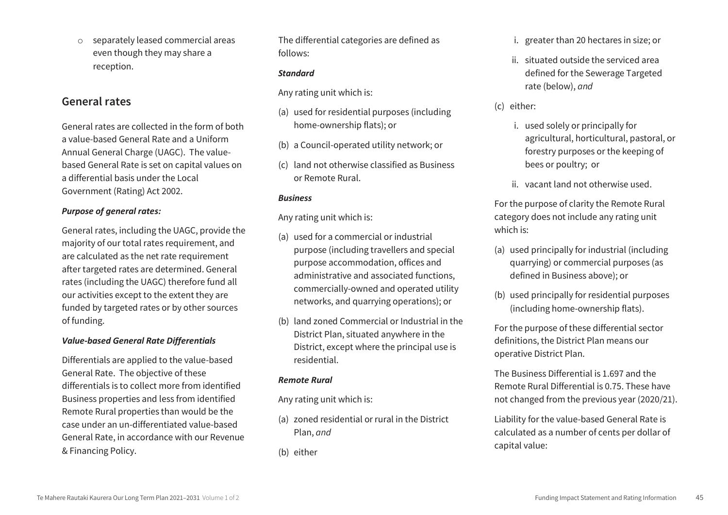- separately leased commercial areas even though they may share a reception.

## General rates

General rates are collected in the form of both a value-based General Rate and a Uniform Annual General Charge (UAGC). The value-based General Rate is set on capital values on a differential basis under the Local Government (Rating) Act 2002.

***Purpose of general rates:***

General rates, including the UAGC, provide the majority of our total rates requirement, and are calculated as the net rate requirement after targeted rates are determined. General rates (including the UAGC) therefore fund all our activities except to the extent they are funded by targeted rates or by other sources of funding.

***Value-based General Rate Differentials***

Differentials are applied to the value-based General Rate. The objective of these differentials is to collect more from identified Business properties and less from identified Remote Rural properties than would be the case under an un-differentiated value-based General Rate, in accordance with our Revenue & Financing Policy.

The differential categories are defined as follows:

***Standard***

Any rating unit which is:

(a) used for residential purposes (including home-ownership flats); or

(b) a Council-operated utility network; or

(c) land not otherwise classified as Business or Remote Rural.

***Business***

Any rating unit which is:

(a) used for a commercial or industrial purpose (including travellers and special purpose accommodation, offices and administrative and associated functions, commercially-owned and operated utility networks, and quarrying operations); or

(b) land zoned Commercial or Industrial in the District Plan, situated anywhere in the District, except where the principal use is residential.

***Remote Rural***

Any rating unit which is:

(a) zoned residential or rural in the District Plan, *and*

(b) either

   i. greater than 20 hectares in size; or

   ii. situated outside the serviced area defined for the Sewerage Targeted rate (below), *and*

(c) either:

   i. used solely or principally for agricultural, horticultural, pastoral, or forestry purposes or the keeping of bees or poultry; or

   ii. vacant land not otherwise used.

For the purpose of clarity the Remote Rural category does not include any rating unit which is:

(a) used principally for industrial (including quarrying) or commercial purposes (as defined in Business above); or

(b) used principally for residential purposes (including home-ownership flats).

For the purpose of these differential sector definitions, the District Plan means our operative District Plan.

The Business Differential is 1.697 and the Remote Rural Differential is 0.75. These have not changed from the previous year (2020/21).

Liability for the value-based General Rate is calculated as a number of cents per dollar of capital value: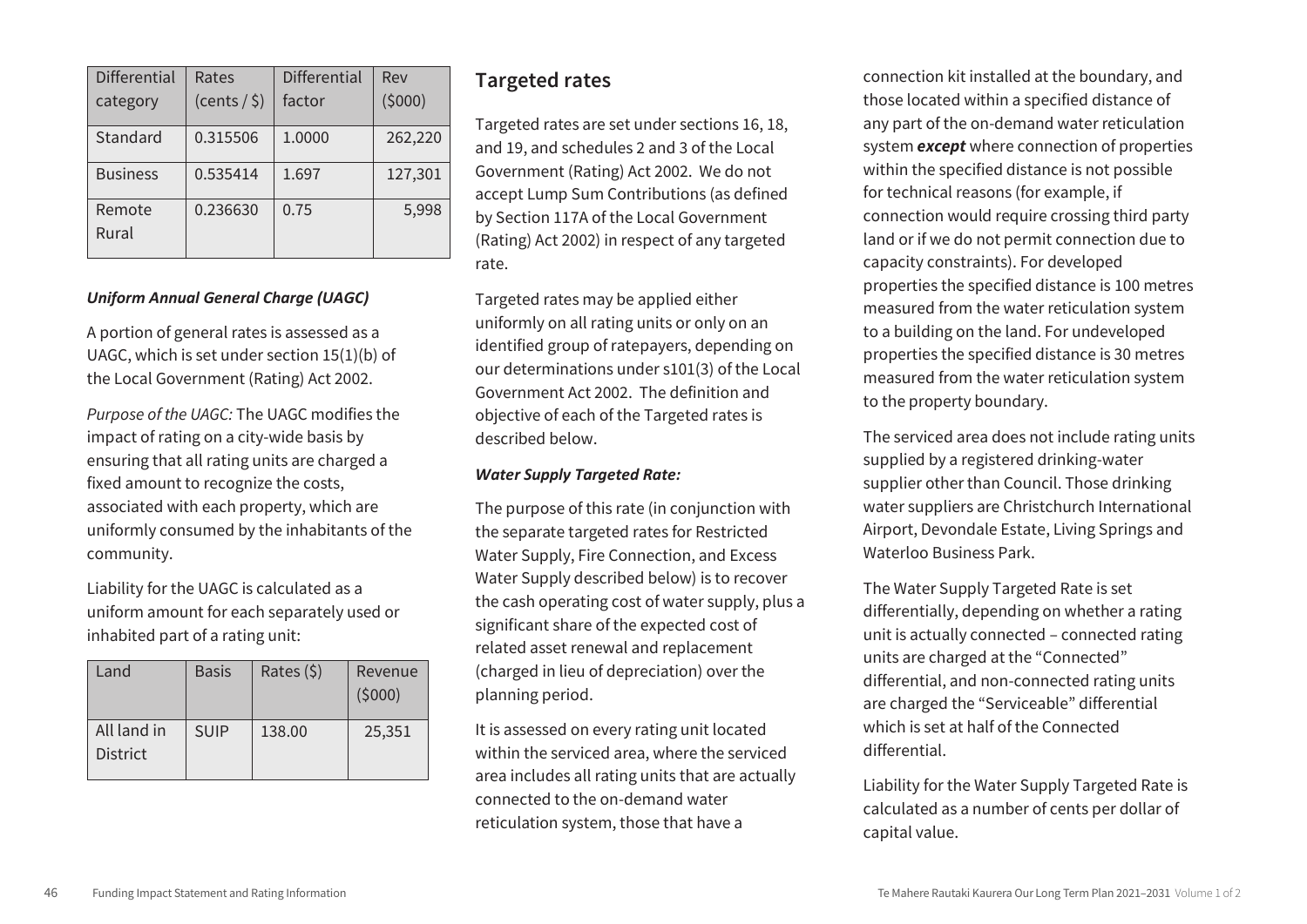| Differential category | Rates (cents / $) | Differential factor | Rev ($000) |
| --- | --- | --- | --- |
| Standard | 0.315506 | 1.0000 | 262,220 |
| Business | 0.535414 | 1.697 | 127,301 |
| Remote Rural | 0.236630 | 0.75 | 5,998 |

***Uniform Annual General Charge (UAGC)***

A portion of general rates is assessed as a UAGC, which is set under section 15(1)(b) of the Local Government (Rating) Act 2002.

*Purpose of the UAGC:* The UAGC modifies the impact of rating on a city-wide basis by ensuring that all rating units are charged a fixed amount to recognize the costs, associated with each property, which are uniformly consumed by the inhabitants of the community.

Liability for the UAGC is calculated as a uniform amount for each separately used or inhabited part of a rating unit:

| Land | Basis | Rates ($) | Revenue ($000) |
| --- | --- | --- | --- |
| All land in District | SUIP | 138.00 | 25,351 |

## Targeted rates

Targeted rates are set under sections 16, 18, and 19, and schedules 2 and 3 of the Local Government (Rating) Act 2002. We do not accept Lump Sum Contributions (as defined by Section 117A of the Local Government (Rating) Act 2002) in respect of any targeted rate.

Targeted rates may be applied either uniformly on all rating units or only on an identified group of ratepayers, depending on our determinations under s101(3) of the Local Government Act 2002. The definition and objective of each of the Targeted rates is described below.

***Water Supply Targeted Rate:***

The purpose of this rate (in conjunction with the separate targeted rates for Restricted Water Supply, Fire Connection, and Excess Water Supply described below) is to recover the cash operating cost of water supply, plus a significant share of the expected cost of related asset renewal and replacement (charged in lieu of depreciation) over the planning period.

It is assessed on every rating unit located within the serviced area, where the serviced area includes all rating units that are actually connected to the on-demand water reticulation system, those that have a connection kit installed at the boundary, and those located within a specified distance of any part of the on-demand water reticulation system ***except*** where connection of properties within the specified distance is not possible for technical reasons (for example, if connection would require crossing third party land or if we do not permit connection due to capacity constraints). For developed properties the specified distance is 100 metres measured from the water reticulation system to a building on the land. For undeveloped properties the specified distance is 30 metres measured from the water reticulation system to the property boundary.

The serviced area does not include rating units supplied by a registered drinking-water supplier other than Council. Those drinking water suppliers are Christchurch International Airport, Devondale Estate, Living Springs and Waterloo Business Park.

The Water Supply Targeted Rate is set differentially, depending on whether a rating unit is actually connected – connected rating units are charged at the "Connected" differential, and non-connected rating units are charged the "Serviceable" differential which is set at half of the Connected differential.

Liability for the Water Supply Targeted Rate is calculated as a number of cents per dollar of capital value.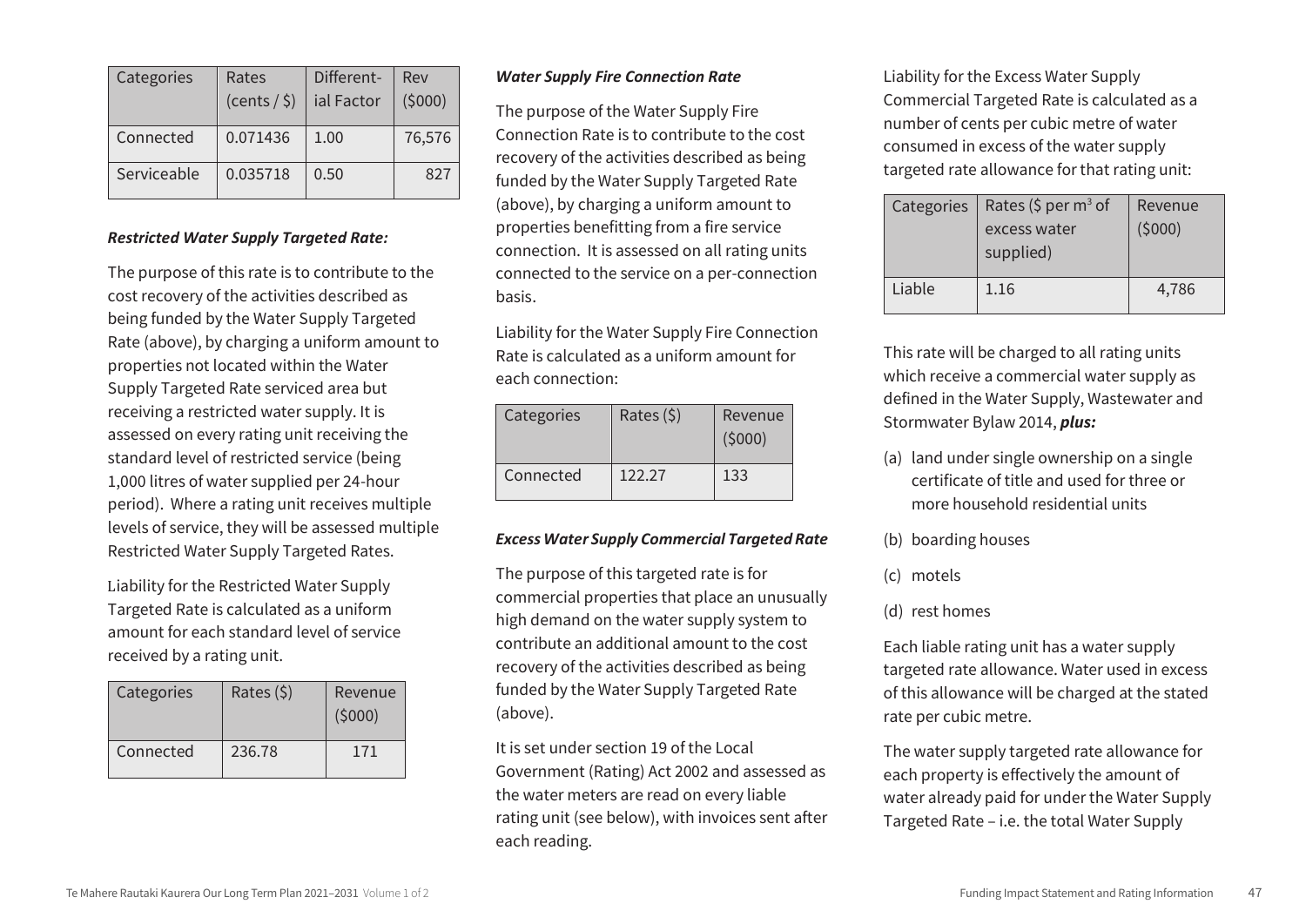| Categories | Rates (cents / $) | Different-ial Factor | Rev ($000) |
|---|---|---|---|
| Connected | 0.071436 | 1.00 | 76,576 |
| Serviceable | 0.035718 | 0.50 | 827 |

***Restricted Water Supply Targeted Rate:***

The purpose of this rate is to contribute to the cost recovery of the activities described as being funded by the Water Supply Targeted Rate (above), by charging a uniform amount to properties not located within the Water Supply Targeted Rate serviced area but receiving a restricted water supply. It is assessed on every rating unit receiving the standard level of restricted service (being 1,000 litres of water supplied per 24-hour period). Where a rating unit receives multiple levels of service, they will be assessed multiple Restricted Water Supply Targeted Rates.

Liability for the Restricted Water Supply Targeted Rate is calculated as a uniform amount for each standard level of service received by a rating unit.

| Categories | Rates ($) | Revenue ($000) |
|---|---|---|
| Connected | 236.78 | 171 |

***Water Supply Fire Connection Rate***

The purpose of the Water Supply Fire Connection Rate is to contribute to the cost recovery of the activities described as being funded by the Water Supply Targeted Rate (above), by charging a uniform amount to properties benefitting from a fire service connection. It is assessed on all rating units connected to the service on a per-connection basis.

Liability for the Water Supply Fire Connection Rate is calculated as a uniform amount for each connection:

| Categories | Rates ($) | Revenue ($000) |
|---|---|---|
| Connected | 122.27 | 133 |

***Excess Water Supply Commercial Targeted Rate***

The purpose of this targeted rate is for commercial properties that place an unusually high demand on the water supply system to contribute an additional amount to the cost recovery of the activities described as being funded by the Water Supply Targeted Rate (above).

It is set under section 19 of the Local Government (Rating) Act 2002 and assessed as the water meters are read on every liable rating unit (see below), with invoices sent after each reading.

Liability for the Excess Water Supply Commercial Targeted Rate is calculated as a number of cents per cubic metre of water consumed in excess of the water supply targeted rate allowance for that rating unit:

| Categories | Rates ($ per $m^3$ of excess water supplied) | Revenue ($000) |
|---|---|---|
| Liable | 1.16 | 4,786 |

This rate will be charged to all rating units which receive a commercial water supply as defined in the Water Supply, Wastewater and Stormwater Bylaw 2014, ***plus:***

(a) land under single ownership on a single certificate of title and used for three or more household residential units

(b) boarding houses

(c) motels

(d) rest homes

Each liable rating unit has a water supply targeted rate allowance. Water used in excess of this allowance will be charged at the stated rate per cubic metre.

The water supply targeted rate allowance for each property is effectively the amount of water already paid for under the Water Supply Targeted Rate – i.e. the total Water Supply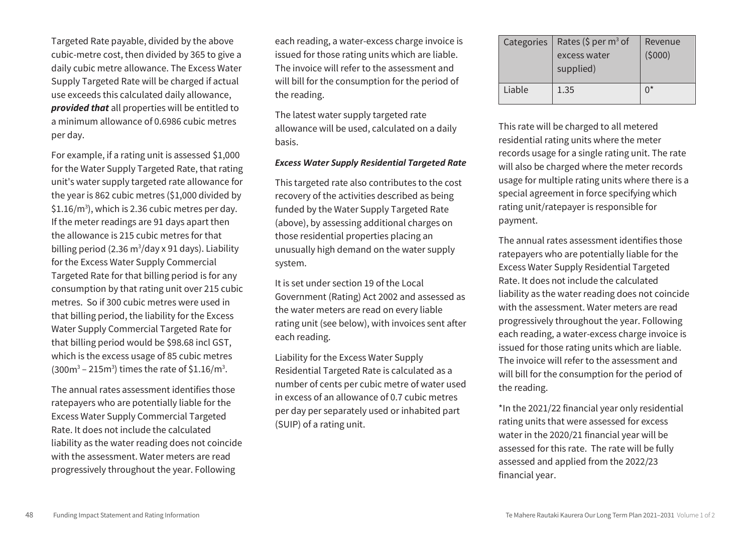Targeted Rate payable, divided by the above cubic-metre cost, then divided by 365 to give a daily cubic metre allowance. The Excess Water Supply Targeted Rate will be charged if actual use exceeds this calculated daily allowance, ***provided that*** all properties will be entitled to a minimum allowance of 0.6986 cubic metres per day.

For example, if a rating unit is assessed $1,000 for the Water Supply Targeted Rate, that rating unit's water supply targeted rate allowance for the year is 862 cubic metres ($1,000 divided by $1.16/m$^3$), which is 2.36 cubic metres per day. If the meter readings are 91 days apart then the allowance is 215 cubic metres for that billing period (2.36 m$^3$/day x 91 days). Liability for the Excess Water Supply Commercial Targeted Rate for that billing period is for any consumption by that rating unit over 215 cubic metres. So if 300 cubic metres were used in that billing period, the liability for the Excess Water Supply Commercial Targeted Rate for that billing period would be $98.68 incl GST, which is the excess usage of 85 cubic metres (300m$^3$ – 215m$^3$) times the rate of $1.16/m$^3$.

The annual rates assessment identifies those ratepayers who are potentially liable for the Excess Water Supply Commercial Targeted Rate. It does not include the calculated liability as the water reading does not coincide with the assessment. Water meters are read progressively throughout the year. Following each reading, a water-excess charge invoice is issued for those rating units which are liable. The invoice will refer to the assessment and will bill for the consumption for the period of the reading.

The latest water supply targeted rate allowance will be used, calculated on a daily basis.

***Excess Water Supply Residential Targeted Rate***

This targeted rate also contributes to the cost recovery of the activities described as being funded by the Water Supply Targeted Rate (above), by assessing additional charges on those residential properties placing an unusually high demand on the water supply system.

It is set under section 19 of the Local Government (Rating) Act 2002 and assessed as the water meters are read on every liable rating unit (see below), with invoices sent after each reading.

Liability for the Excess Water Supply Residential Targeted Rate is calculated as a number of cents per cubic metre of water used in excess of an allowance of 0.7 cubic metres per day per separately used or inhabited part (SUIP) of a rating unit.

| Categories | Rates ($ per m$^3$ of excess water supplied) | Revenue ($000) |
|---|---|---|
| Liable | 1.35 | 0* |

This rate will be charged to all metered residential rating units where the meter records usage for a single rating unit. The rate will also be charged where the meter records usage for multiple rating units where there is a special agreement in force specifying which rating unit/ratepayer is responsible for payment.

The annual rates assessment identifies those ratepayers who are potentially liable for the Excess Water Supply Residential Targeted Rate. It does not include the calculated liability as the water reading does not coincide with the assessment. Water meters are read progressively throughout the year. Following each reading, a water-excess charge invoice is issued for those rating units which are liable. The invoice will refer to the assessment and will bill for the consumption for the period of the reading.

*In the 2021/22 financial year only residential rating units that were assessed for excess water in the 2020/21 financial year will be assessed for this rate. The rate will be fully assessed and applied from the 2022/23 financial year.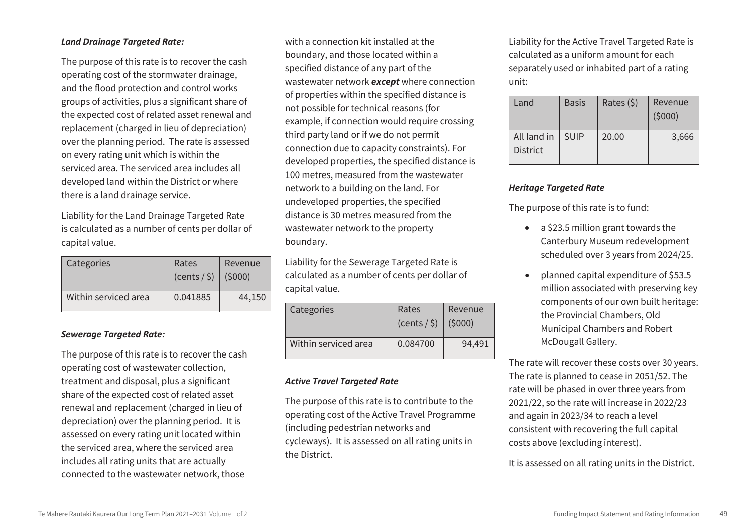***Land Drainage Targeted Rate:***

The purpose of this rate is to recover the cash operating cost of the stormwater drainage, and the flood protection and control works groups of activities, plus a significant share of the expected cost of related asset renewal and replacement (charged in lieu of depreciation) over the planning period. The rate is assessed on every rating unit which is within the serviced area. The serviced area includes all developed land within the District or where there is a land drainage service.

Liability for the Land Drainage Targeted Rate is calculated as a number of cents per dollar of capital value.

| Categories | Rates (cents / $) | Revenue ($000) |
|---|---|---|
| Within serviced area | 0.041885 | 44,150 |

***Sewerage Targeted Rate:***

The purpose of this rate is to recover the cash operating cost of wastewater collection, treatment and disposal, plus a significant share of the expected cost of related asset renewal and replacement (charged in lieu of depreciation) over the planning period. It is assessed on every rating unit located within the serviced area, where the serviced area includes all rating units that are actually connected to the wastewater network, those with a connection kit installed at the boundary, and those located within a specified distance of any part of the wastewater network ***except*** where connection of properties within the specified distance is not possible for technical reasons (for example, if connection would require crossing third party land or if we do not permit connection due to capacity constraints). For developed properties, the specified distance is 100 metres, measured from the wastewater network to a building on the land. For undeveloped properties, the specified distance is 30 metres measured from the wastewater network to the property boundary.

Liability for the Sewerage Targeted Rate is calculated as a number of cents per dollar of capital value.

| Categories | Rates (cents / $) | Revenue ($000) |
|---|---|---|
| Within serviced area | 0.084700 | 94,491 |

***Active Travel Targeted Rate***

The purpose of this rate is to contribute to the operating cost of the Active Travel Programme (including pedestrian networks and cycleways). It is assessed on all rating units in the District.

Liability for the Active Travel Targeted Rate is calculated as a uniform amount for each separately used or inhabited part of a rating unit:

| Land | Basis | Rates ($) | Revenue ($000) |
|---|---|---|---|
| All land in District | SUIP | 20.00 | 3,666 |

***Heritage Targeted Rate***

The purpose of this rate is to fund:

- a $23.5 million grant towards the Canterbury Museum redevelopment scheduled over 3 years from 2024/25.
- planned capital expenditure of $53.5 million associated with preserving key components of our own built heritage: the Provincial Chambers, Old Municipal Chambers and Robert McDougall Gallery.

The rate will recover these costs over 30 years. The rate is planned to cease in 2051/52. The rate will be phased in over three years from 2021/22, so the rate will increase in 2022/23 and again in 2023/34 to reach a level consistent with recovering the full capital costs above (excluding interest).

It is assessed on all rating units in the District.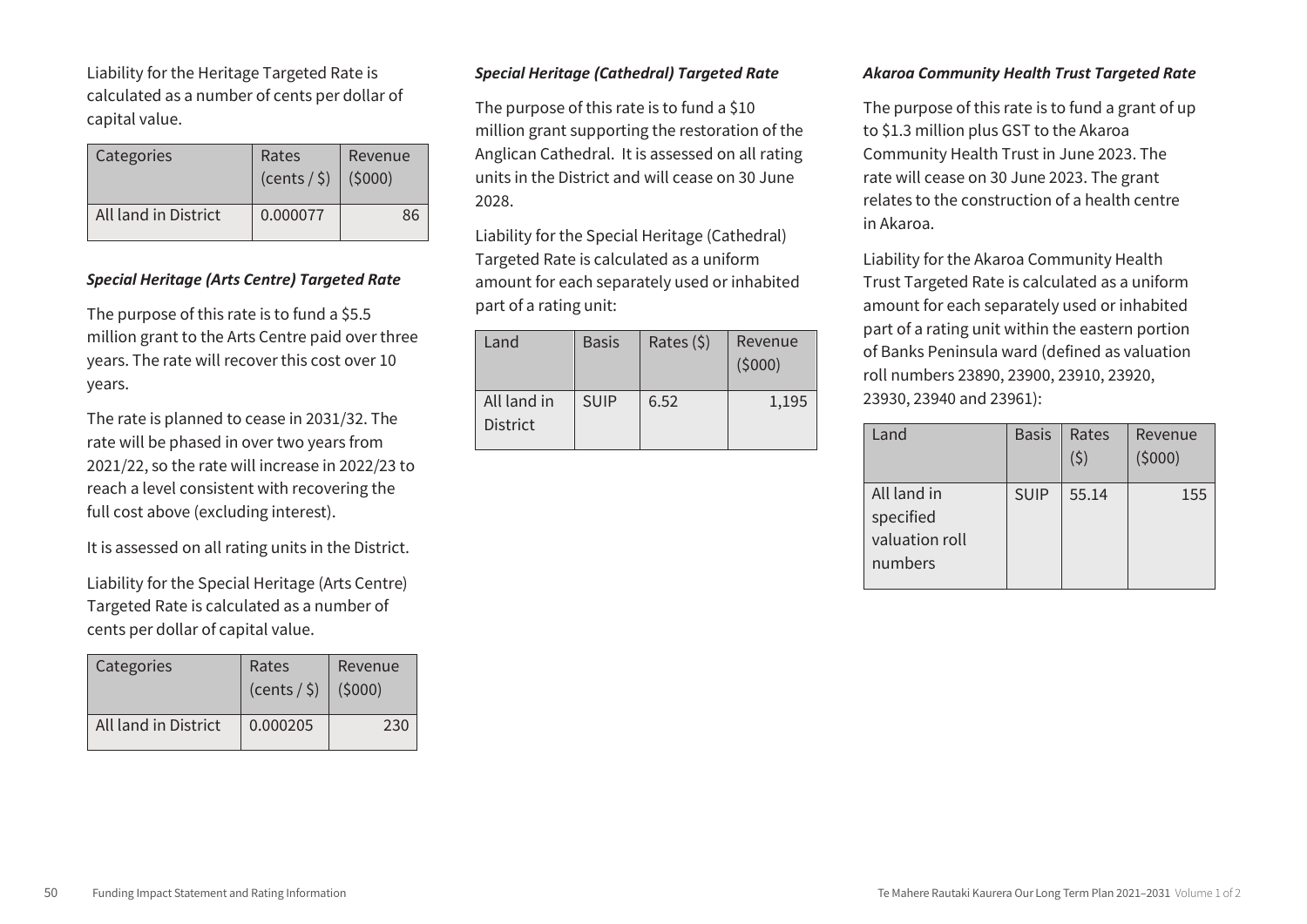Liability for the Heritage Targeted Rate is calculated as a number of cents per dollar of capital value.

| Categories | Rates (cents / $) | Revenue ($000) |
|---|---|---|
| All land in District | 0.000077 | 86 |

***Special Heritage (Arts Centre) Targeted Rate***

The purpose of this rate is to fund a $5.5 million grant to the Arts Centre paid over three years. The rate will recover this cost over 10 years.

The rate is planned to cease in 2031/32. The rate will be phased in over two years from 2021/22, so the rate will increase in 2022/23 to reach a level consistent with recovering the full cost above (excluding interest).

It is assessed on all rating units in the District.

Liability for the Special Heritage (Arts Centre) Targeted Rate is calculated as a number of cents per dollar of capital value.

| Categories | Rates (cents / $) | Revenue ($000) |
|---|---|---|
| All land in District | 0.000205 | 230 |

***Special Heritage (Cathedral) Targeted Rate***

The purpose of this rate is to fund a $10 million grant supporting the restoration of the Anglican Cathedral. It is assessed on all rating units in the District and will cease on 30 June 2028.

Liability for the Special Heritage (Cathedral) Targeted Rate is calculated as a uniform amount for each separately used or inhabited part of a rating unit:

| Land | Basis | Rates ($) | Revenue ($000) |
|---|---|---|---|
| All land in District | SUIP | 6.52 | 1,195 |

***Akaroa Community Health Trust Targeted Rate***

The purpose of this rate is to fund a grant of up to $1.3 million plus GST to the Akaroa Community Health Trust in June 2023. The rate will cease on 30 June 2023. The grant relates to the construction of a health centre in Akaroa.

Liability for the Akaroa Community Health Trust Targeted Rate is calculated as a uniform amount for each separately used or inhabited part of a rating unit within the eastern portion of Banks Peninsula ward (defined as valuation roll numbers 23890, 23900, 23910, 23920, 23930, 23940 and 23961):

| Land | Basis | Rates ($) | Revenue ($000) |
|---|---|---|---|
| All land in specified valuation roll numbers | SUIP | 55.14 | 155 |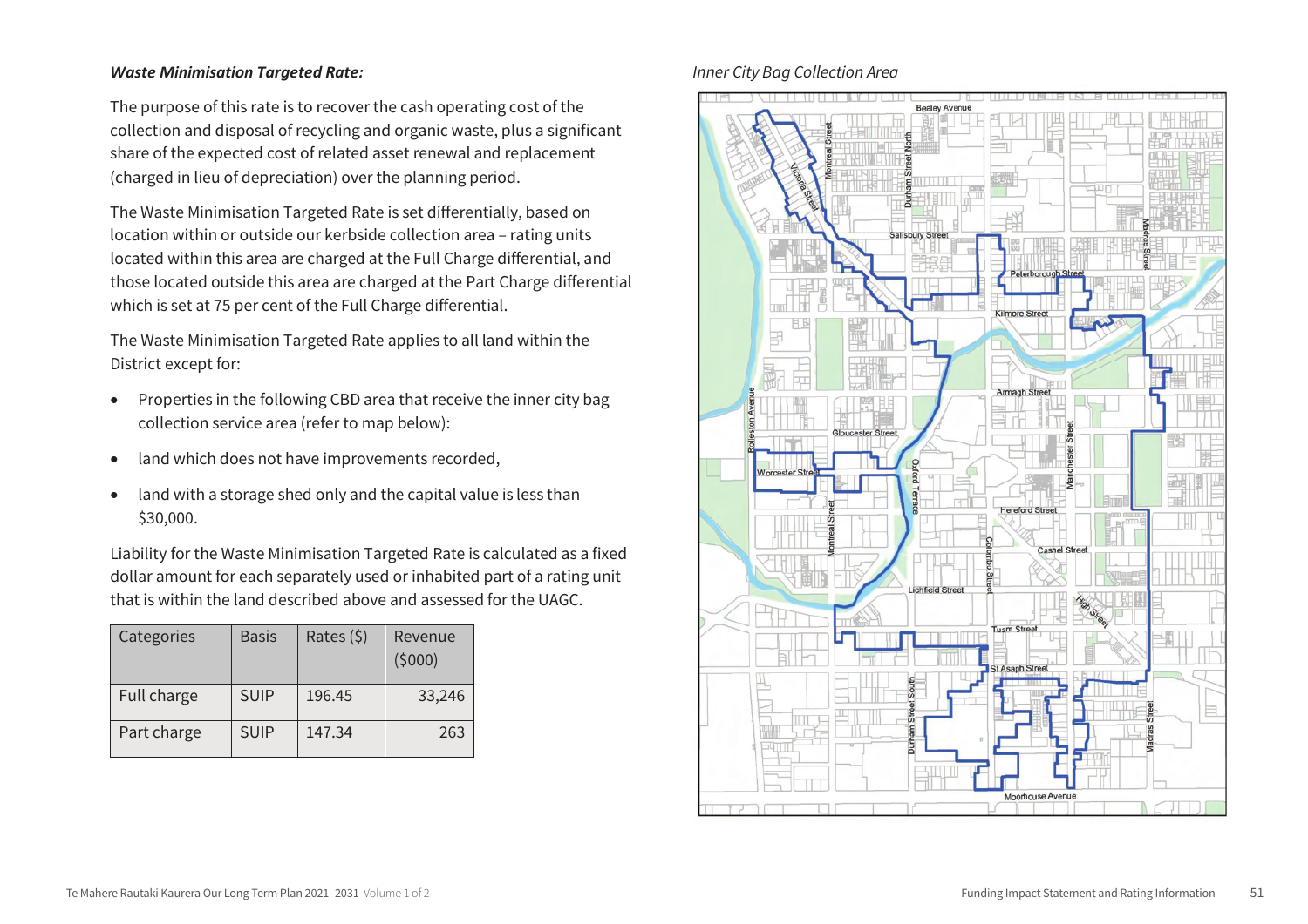***Waste Minimisation Targeted Rate:***

The purpose of this rate is to recover the cash operating cost of the collection and disposal of recycling and organic waste, plus a significant share of the expected cost of related asset renewal and replacement (charged in lieu of depreciation) over the planning period.

The Waste Minimisation Targeted Rate is set differentially, based on location within or outside our kerbside collection area – rating units located within this area are charged at the Full Charge differential, and those located outside this area are charged at the Part Charge differential which is set at 75 per cent of the Full Charge differential.

The Waste Minimisation Targeted Rate applies to all land within the District except for:

- Properties in the following CBD area that receive the inner city bag collection service area (refer to map below):
- land which does not have improvements recorded,
- land with a storage shed only and the capital value is less than $30,000.

Liability for the Waste Minimisation Targeted Rate is calculated as a fixed dollar amount for each separately used or inhabited part of a rating unit that is within the land described above and assessed for the UAGC.

| Categories | Basis | Rates ($) | Revenue ($000) |
|---|---|---|---|
| Full charge | SUIP | 196.45 | 33,246 |
| Part charge | SUIP | 147.34 | 263 |

*Inner City Bag Collection Area*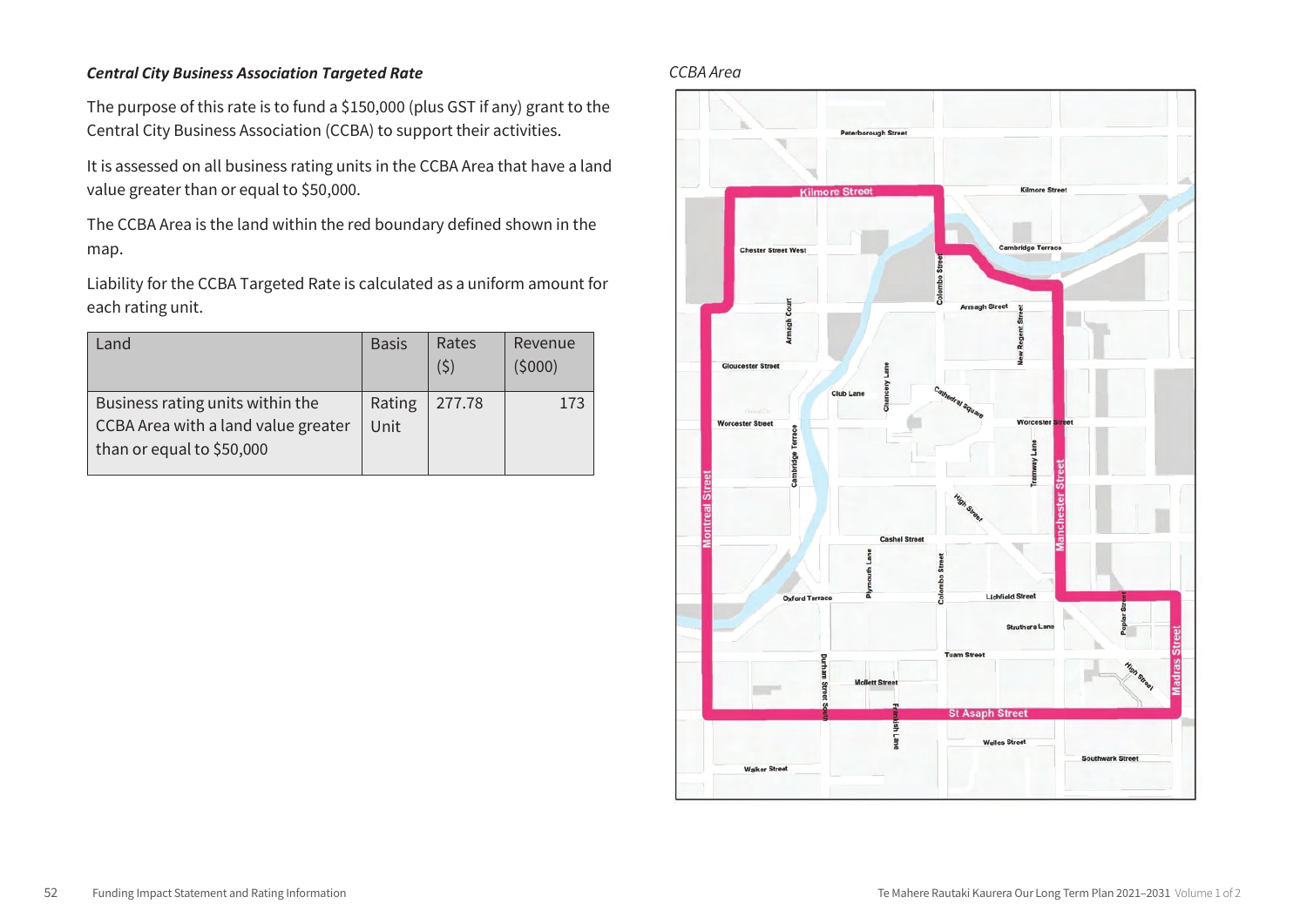### *Central City Business Association Targeted Rate*

The purpose of this rate is to fund a $150,000 (plus GST if any) grant to the Central City Business Association (CCBA) to support their activities.

It is assessed on all business rating units in the CCBA Area that have a land value greater than or equal to $50,000.

The CCBA Area is the land within the red boundary defined shown in the map.

Liability for the CCBA Targeted Rate is calculated as a uniform amount for each rating unit.

| Land | Basis | Rates ($) | Revenue ($000) |
|---|---|---|---|
| Business rating units within the CCBA Area with a land value greater than or equal to $50,000 | Rating Unit | 277.78 | 173 |

*CCBA Area*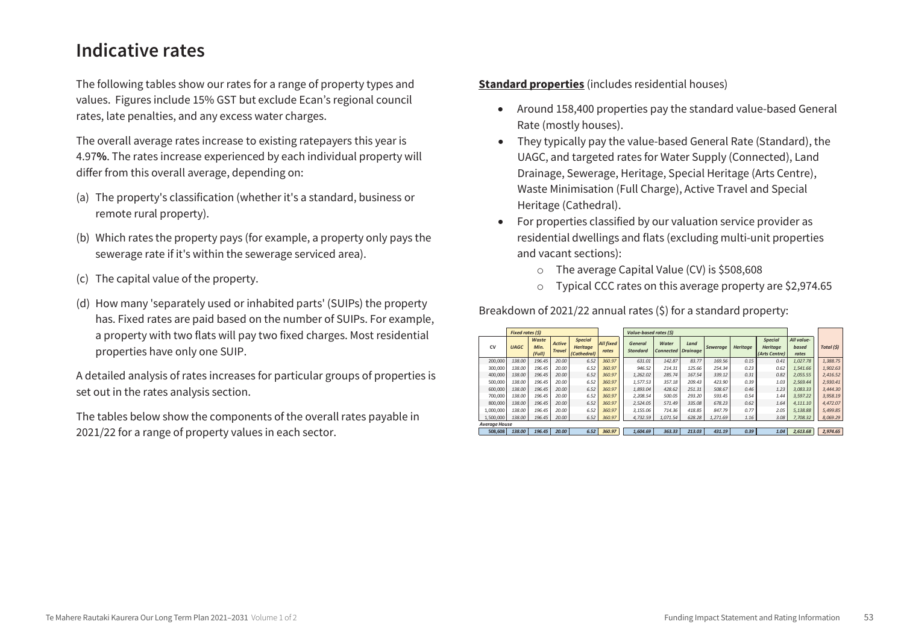# Indicative rates

The following tables show our rates for a range of property types and values. Figures include 15% GST but exclude Ecan's regional council rates, late penalties, and any excess water charges.

The overall average rates increase to existing ratepayers this year is 4.97**%**. The rates increase experienced by each individual property will differ from this overall average, depending on:

(a) The property's classification (whether it's a standard, business or remote rural property).

(b) Which rates the property pays (for example, a property only pays the sewerage rate if it's within the sewerage serviced area).

(c) The capital value of the property.

(d) How many 'separately used or inhabited parts' (SUIPs) the property has. Fixed rates are paid based on the number of SUIPs. For example, a property with two flats will pay two fixed charges. Most residential properties have only one SUIP.

A detailed analysis of rates increases for particular groups of properties is set out in the rates analysis section.

The tables below show the components of the overall rates payable in 2021/22 for a range of property values in each sector.

**Standard properties** (includes residential houses)

- Around 158,400 properties pay the standard value-based General Rate (mostly houses).
- They typically pay the value-based General Rate (Standard), the UAGC, and targeted rates for Water Supply (Connected), Land Drainage, Sewerage, Heritage, Special Heritage (Arts Centre), Waste Minimisation (Full Charge), Active Travel and Special Heritage (Cathedral).
- For properties classified by our valuation service provider as residential dwellings and flats (excluding multi-unit properties and vacant sections):
    - The average Capital Value (CV) is $508,608
    - Typical CCC rates on this average property are $2,974.65

Breakdown of 2021/22 annual rates ($) for a standard property:

| | *Fixed rates ($)* | | | | | *Value-based rates ($)* | | | | | | | |
|---|---|---|---|---|---|---|---|---|---|---|---|---|---|
| CV | *UAGC* | *Waste Min. (Full)* | *Active Travel* | *Special Heritage (Cathedral)* | *All fixed rates* | *General Standard* | *Water Connected* | *Land Drainage* | *Sewerage* | *Heritage* | *Special Heritage (Arts Centre)* | *All value-based rates* | *Total ($)* |
| 200,000 | 138.00 | 196.45 | 20.00 | 6.52 | 360.97 | 631.01 | 142.87 | 83.77 | 169.56 | 0.15 | 0.41 | 1,027.78 | 1,388.75 |
| 300,000 | 138.00 | 196.45 | 20.00 | 6.52 | 360.97 | 946.52 | 214.31 | 125.66 | 254.34 | 0.23 | 0.62 | 1,541.66 | 1,902.63 |
| 400,000 | 138.00 | 196.45 | 20.00 | 6.52 | 360.97 | 1,262.02 | 285.74 | 167.54 | 339.12 | 0.31 | 0.82 | 2,055.55 | 2,416.52 |
| 500,000 | 138.00 | 196.45 | 20.00 | 6.52 | 360.97 | 1,577.53 | 357.18 | 209.43 | 423.90 | 0.39 | 1.03 | 2,569.44 | 2,930.41 |
| 600,000 | 138.00 | 196.45 | 20.00 | 6.52 | 360.97 | 1,893.04 | 428.62 | 251.31 | 508.67 | 0.46 | 1.23 | 3,083.33 | 3,444.30 |
| 700,000 | 138.00 | 196.45 | 20.00 | 6.52 | 360.97 | 2,208.54 | 500.05 | 293.20 | 593.45 | 0.54 | 1.44 | 3,597.22 | 3,958.19 |
| 800,000 | 138.00 | 196.45 | 20.00 | 6.52 | 360.97 | 2,524.05 | 571.49 | 335.08 | 678.23 | 0.62 | 1.64 | 4,111.10 | 4,472.07 |
| 1,000,000 | 138.00 | 196.45 | 20.00 | 6.52 | 360.97 | 3,155.06 | 714.36 | 418.85 | 847.79 | 0.77 | 2.05 | 5,138.88 | 5,499.85 |
| 1,500,000 | 138.00 | 196.45 | 20.00 | 6.52 | 360.97 | 4,732.59 | 1,071.54 | 628.28 | 1,271.69 | 1.16 | 3.08 | 7,708.32 | 8,069.29 |
| *Average House* | | | | | | | | | | | | | |
| 508,608 | 138.00 | 196.45 | 20.00 | 6.52 | 360.97 | 1,604.69 | 363.33 | 213.03 | 431.19 | 0.39 | 1.04 | 2,613.68 | 2,974.65 |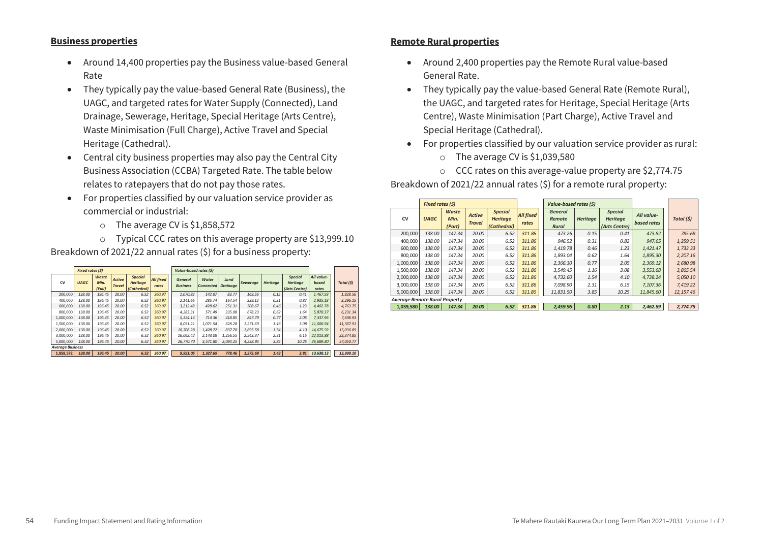## Business properties

- Around 14,400 properties pay the Business value-based General Rate
- They typically pay the value-based General Rate (Business), the UAGC, and targeted rates for Water Supply (Connected), Land Drainage, Sewerage, Heritage, Special Heritage (Arts Centre), Waste Minimisation (Full Charge), Active Travel and Special Heritage (Cathedral).
- Central city business properties may also pay the Central City Business Association (CCBA) Targeted Rate. The table below relates to ratepayers that do not pay those rates.
- For properties classified by our valuation service provider as commercial or industrial:
  - The average CV is $1,858,572
  - Typical CCC rates on this average property are $13,999.10

Breakdown of 2021/22 annual rates ($) for a business property:

| | Fixed rates ($) | | | | | Value-based rates ($) | | | | | | | |
|---|---|---|---|---|---|---|---|---|---|---|---|---|---|
| CV | UAGC | Waste Min. (Full) | Active Travel | Special Heritage (Cathedral) | All fixed rates | General Business | Water Connected | Land Drainage | Sewerage | Heritage | Special Heritage (Arts Centre) | All value-based rates | Total ($) |
| 200,000 | 138.00 | 196.45 | 20.00 | 6.52 | 360.97 | 1,070.83 | 142.87 | 83.77 | 169.56 | 0.15 | 0.41 | 1,467.59 | 1,828.56 |
| 400,000 | 138.00 | 196.45 | 20.00 | 6.52 | 360.97 | 2,141.66 | 285.74 | 167.54 | 339.12 | 0.31 | 0.82 | 2,935.18 | 3,296.15 |
| 600,000 | 138.00 | 196.45 | 20.00 | 6.52 | 360.97 | 3,212.48 | 428.62 | 251.31 | 508.67 | 0.46 | 1.23 | 4,402.78 | 4,763.75 |
| 800,000 | 138.00 | 196.45 | 20.00 | 6.52 | 360.97 | 4,283.31 | 571.49 | 335.08 | 678.23 | 0.62 | 1.64 | 5,870.37 | 6,231.34 |
| 1,000,000 | 138.00 | 196.45 | 20.00 | 6.52 | 360.97 | 5,354.14 | 714.36 | 418.85 | 847.79 | 0.77 | 2.05 | 7,337.96 | 7,698.93 |
| 1,500,000 | 138.00 | 196.45 | 20.00 | 6.52 | 360.97 | 8,031.21 | 1,071.54 | 628.28 | 1,271.69 | 1.16 | 3.08 | 11,006.94 | 11,367.91 |
| 2,000,000 | 138.00 | 196.45 | 20.00 | 6.52 | 360.97 | 10,708.28 | 1,428.72 | 837.70 | 1,695.58 | 1.54 | 4.10 | 14,675.92 | 15,036.89 |
| 3,000,000 | 138.00 | 196.45 | 20.00 | 6.52 | 360.97 | 16,062.42 | 2,143.08 | 1,256.55 | 2,543.37 | 2.31 | 6.15 | 22,013.88 | 22,374.85 |
| 5,000,000 | 138.00 | 196.45 | 20.00 | 6.52 | 360.97 | 26,770.70 | 3,571.80 | 2,094.25 | 4,238.95 | 3.85 | 10.25 | 36,689.80 | 37,050.77 |
| *Average Business* | | | | | | | | | | | | | |
| 1,858,572 | 138.00 | 196.45 | 20.00 | 6.52 | 360.97 | 9,951.05 | 1,327.69 | 778.46 | 1,575.68 | 1.43 | 3.81 | 13,638.13 | 13,999.10 |

## Remote Rural properties

- Around 2,400 properties pay the Remote Rural value-based General Rate.
- They typically pay the value-based General Rate (Remote Rural), the UAGC, and targeted rates for Heritage, Special Heritage (Arts Centre), Waste Minimisation (Part Charge), Active Travel and Special Heritage (Cathedral).
- For properties classified by our valuation service provider as rural:
  - The average CV is $1,039,580
  - CCC rates on this average-value property are $2,774.75

Breakdown of 2021/22 annual rates ($) for a remote rural property:

| | Fixed rates ($) | | | | | Value-based rates ($) | | | | |
|---|---|---|---|---|---|---|---|---|---|---|
| CV | UAGC | Waste Min. (Part) | Active Travel | Special Heritage (Cathedral) | All fixed rates | General Remote Rural | Heritage | Special Heritage (Arts Centre) | All value-based rates | Total ($) |
| 200,000 | 138.00 | 147.34 | 20.00 | 6.52 | 311.86 | 473.26 | 0.15 | 0.41 | 473.82 | 785.68 |
| 400,000 | 138.00 | 147.34 | 20.00 | 6.52 | 311.86 | 946.52 | 0.31 | 0.82 | 947.65 | 1,259.51 |
| 600,000 | 138.00 | 147.34 | 20.00 | 6.52 | 311.86 | 1,419.78 | 0.46 | 1.23 | 1,421.47 | 1,733.33 |
| 800,000 | 138.00 | 147.34 | 20.00 | 6.52 | 311.86 | 1,893.04 | 0.62 | 1.64 | 1,895.30 | 2,207.16 |
| 1,000,000 | 138.00 | 147.34 | 20.00 | 6.52 | 311.86 | 2,366.30 | 0.77 | 2.05 | 2,369.12 | 2,680.98 |
| 1,500,000 | 138.00 | 147.34 | 20.00 | 6.52 | 311.86 | 3,549.45 | 1.16 | 3.08 | 3,553.68 | 3,865.54 |
| 2,000,000 | 138.00 | 147.34 | 20.00 | 6.52 | 311.86 | 4,732.60 | 1.54 | 4.10 | 4,738.24 | 5,050.10 |
| 3,000,000 | 138.00 | 147.34 | 20.00 | 6.52 | 311.86 | 7,098.90 | 2.31 | 6.15 | 7,107.36 | 7,419.22 |
| 5,000,000 | 138.00 | 147.34 | 20.00 | 6.52 | 311.86 | 11,831.50 | 3.85 | 10.25 | 11,845.60 | 12,157.46 |
| *Average Remote Rural Property* | | | | | | | | | | |
| 1,039,580 | 138.00 | 147.34 | 20.00 | 6.52 | 311.86 | 2,459.96 | 0.80 | 2.13 | 2,462.89 | 2,774.75 |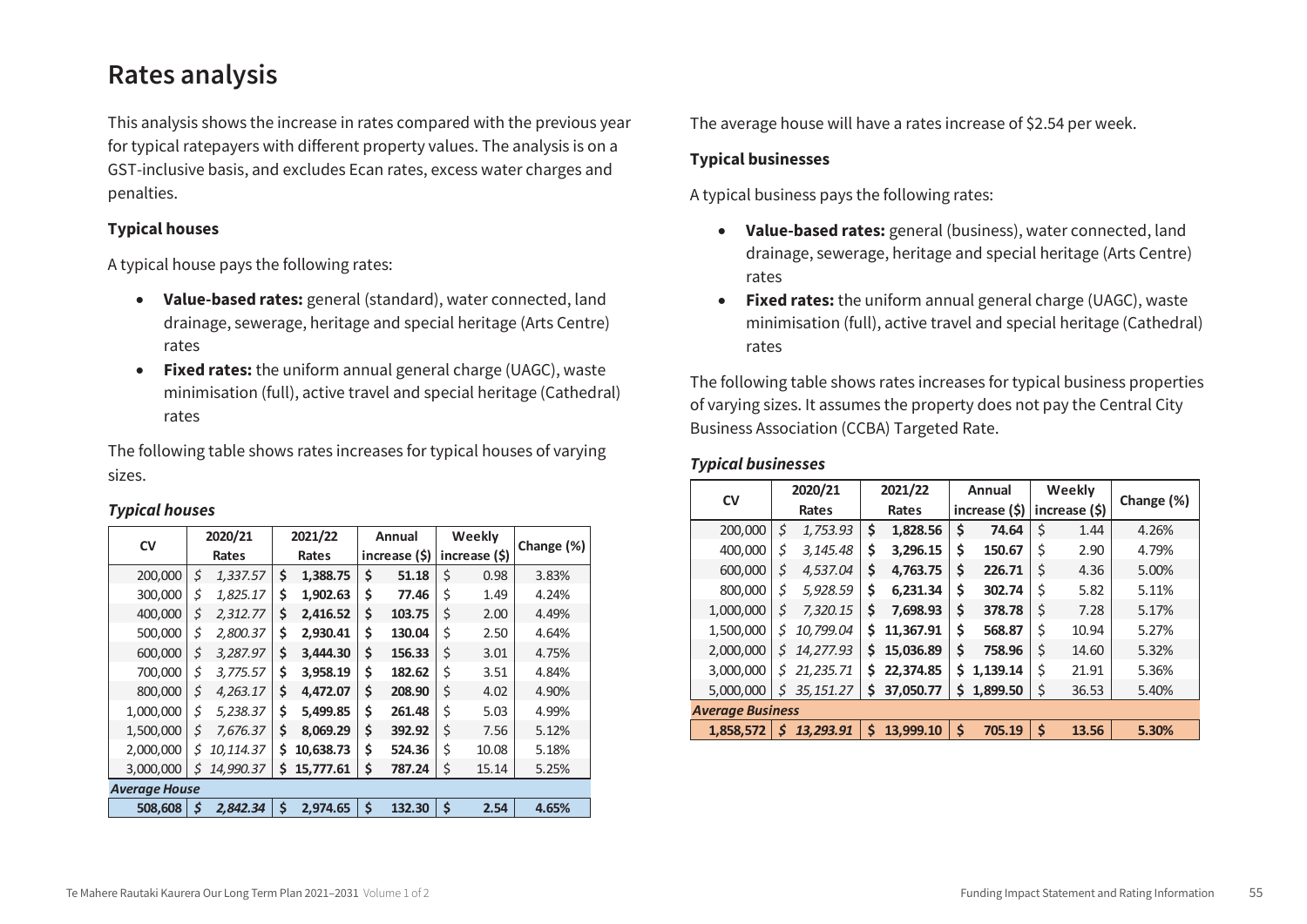# Rates analysis

This analysis shows the increase in rates compared with the previous year for typical ratepayers with different property values. The analysis is on a GST-inclusive basis, and excludes Ecan rates, excess water charges and penalties.

### Typical houses

A typical house pays the following rates:

- **Value-based rates:** general (standard), water connected, land drainage, sewerage, heritage and special heritage (Arts Centre) rates
- **Fixed rates:** the uniform annual general charge (UAGC), waste minimisation (full), active travel and special heritage (Cathedral) rates

The following table shows rates increases for typical houses of varying sizes.

***Typical houses***

| CV | 2020/21 Rates | 2021/22 Rates | Annual increase ($) | Weekly increase ($) | Change (%) |
|---|---|---|---|---|---|
| 200,000 | *$ 1,337.57* | **$ 1,388.75** | **$ 51.18** | $ 0.98 | 3.83% |
| 300,000 | *$ 1,825.17* | **$ 1,902.63** | **$ 77.46** | $ 1.49 | 4.24% |
| 400,000 | *$ 2,312.77* | **$ 2,416.52** | **$ 103.75** | $ 2.00 | 4.49% |
| 500,000 | *$ 2,800.37* | **$ 2,930.41** | **$ 130.04** | $ 2.50 | 4.64% |
| 600,000 | *$ 3,287.97* | **$ 3,444.30** | **$ 156.33** | $ 3.01 | 4.75% |
| 700,000 | *$ 3,775.57* | **$ 3,958.19** | **$ 182.62** | $ 3.51 | 4.84% |
| 800,000 | *$ 4,263.17* | **$ 4,472.07** | **$ 208.90** | $ 4.02 | 4.90% |
| 1,000,000 | *$ 5,238.37* | **$ 5,499.85** | **$ 261.48** | $ 5.03 | 4.99% |
| 1,500,000 | *$ 7,676.37* | **$ 8,069.29** | **$ 392.92** | $ 7.56 | 5.12% |
| 2,000,000 | *$ 10,114.37* | **$ 10,638.73** | **$ 524.36** | $ 10.08 | 5.18% |
| 3,000,000 | *$ 14,990.37* | **$ 15,777.61** | **$ 787.24** | $ 15.14 | 5.25% |
| ***Average House*** | | | | | |
| **508,608** | ***$ 2,842.34*** | **$ 2,974.65** | **$ 132.30** | **$ 2.54** | **4.65%** |

The average house will have a rates increase of $2.54 per week.

### Typical businesses

A typical business pays the following rates:

- **Value-based rates:** general (business), water connected, land drainage, sewerage, heritage and special heritage (Arts Centre) rates
- **Fixed rates:** the uniform annual general charge (UAGC), waste minimisation (full), active travel and special heritage (Cathedral) rates

The following table shows rates increases for typical business properties of varying sizes. It assumes the property does not pay the Central City Business Association (CCBA) Targeted Rate.

***Typical businesses***

| CV | 2020/21 Rates | 2021/22 Rates | Annual increase ($) | Weekly increase ($) | Change (%) |
|---|---|---|---|---|---|
| 200,000 | *$ 1,753.93* | **$ 1,828.56** | **$ 74.64** | $ 1.44 | 4.26% |
| 400,000 | *$ 3,145.48* | **$ 3,296.15** | **$ 150.67** | $ 2.90 | 4.79% |
| 600,000 | *$ 4,537.04* | **$ 4,763.75** | **$ 226.71** | $ 4.36 | 5.00% |
| 800,000 | *$ 5,928.59* | **$ 6,231.34** | **$ 302.74** | $ 5.82 | 5.11% |
| 1,000,000 | *$ 7,320.15* | **$ 7,698.93** | **$ 378.78** | $ 7.28 | 5.17% |
| 1,500,000 | *$ 10,799.04* | **$ 11,367.91** | **$ 568.87** | $ 10.94 | 5.27% |
| 2,000,000 | *$ 14,277.93* | **$ 15,036.89** | **$ 758.96** | $ 14.60 | 5.32% |
| 3,000,000 | *$ 21,235.71* | **$ 22,374.85** | **$ 1,139.14** | $ 21.91 | 5.36% |
| 5,000,000 | *$ 35,151.27* | **$ 37,050.77** | **$ 1,899.50** | $ 36.53 | 5.40% |
| ***Average Business*** | | | | | |
| **1,858,572** | ***$ 13,293.91*** | **$ 13,999.10** | **$ 705.19** | **$ 13.56** | **5.30%** |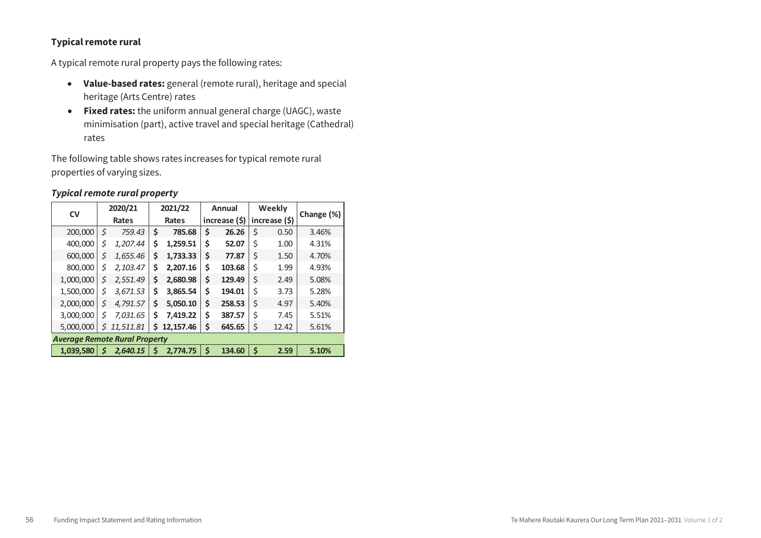### Typical remote rural

A typical remote rural property pays the following rates:

- **Value-based rates:** general (remote rural), heritage and special heritage (Arts Centre) rates
- **Fixed rates:** the uniform annual general charge (UAGC), waste minimisation (part), active travel and special heritage (Cathedral) rates

The following table shows rates increases for typical remote rural properties of varying sizes.

***Typical remote rural property***

| CV | 2020/21 Rates | 2021/22 Rates | Annual increase ($) | Weekly increase ($) | Change (%) |
|---|---|---|---|---|---|
| 200,000 | *$ 759.43* | **$ 785.68** | **$ 26.26** | $ 0.50 | 3.46% |
| 400,000 | *$ 1,207.44* | **$ 1,259.51** | **$ 52.07** | $ 1.00 | 4.31% |
| 600,000 | *$ 1,655.46* | **$ 1,733.33** | **$ 77.87** | $ 1.50 | 4.70% |
| 800,000 | *$ 2,103.47* | **$ 2,207.16** | **$ 103.68** | $ 1.99 | 4.93% |
| 1,000,000 | *$ 2,551.49* | **$ 2,680.98** | **$ 129.49** | $ 2.49 | 5.08% |
| 1,500,000 | *$ 3,671.53* | **$ 3,865.54** | **$ 194.01** | $ 3.73 | 5.28% |
| 2,000,000 | *$ 4,791.57* | **$ 5,050.10** | **$ 258.53** | $ 4.97 | 5.40% |
| 3,000,000 | *$ 7,031.65* | **$ 7,419.22** | **$ 387.57** | $ 7.45 | 5.51% |
| 5,000,000 | *$ 11,511.81* | **$ 12,157.46** | **$ 645.65** | $ 12.42 | 5.61% |
| ***Average Remote Rural Property*** | | | | | |
| **1,039,580** | ***$ 2,640.15*** | **$ 2,774.75** | **$ 134.60** | **$ 2.59** | **5.10%** |